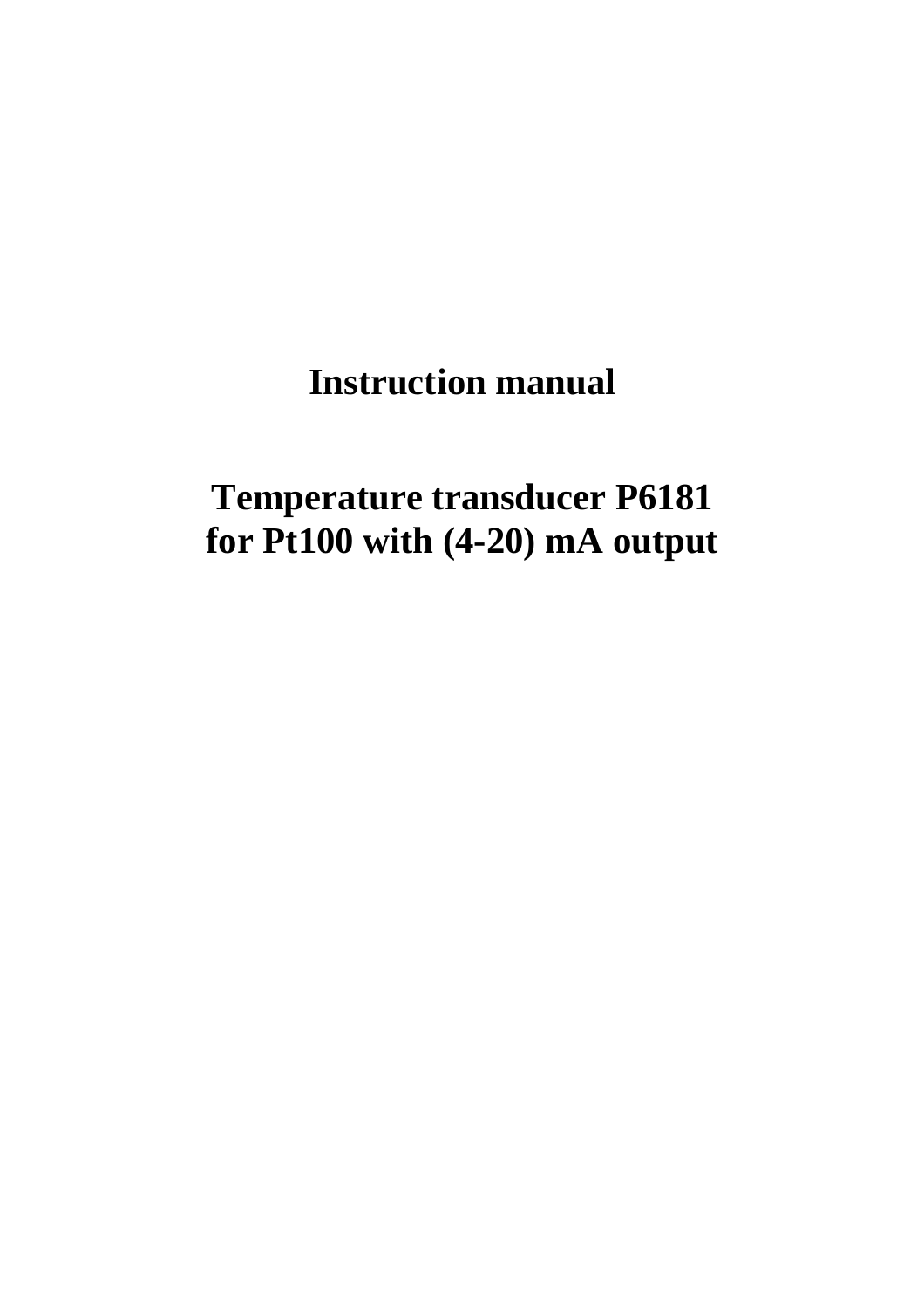# Instruction manual

# Temperature transducer P6181 for Pt100 with (4-20) mA output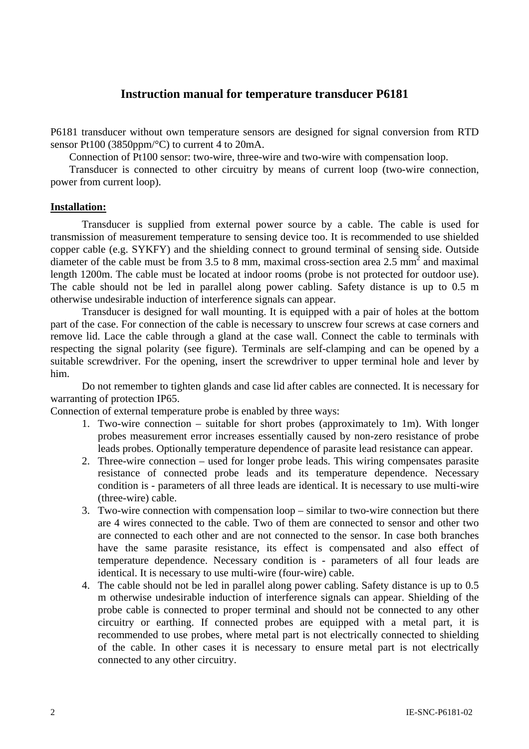# Instruction manual for temperature transducer P6181

P6181 transducer without own temperature sensors are designed for signal conversion from RTD sensor Pt100 (3850ppm/°C) to current 4 to 20mA.

Connection of Pt100 sensor: two-wire, three-wire and two-wire with compensation loop.

Transducer is connected to other circuitry by means of current loop (two-wire connection, power from current loop).

## Installation:

Transducer is supplied from external power source by a cable. The cable is used for transmission of measurement temperature to sensing device too. It is recommended to use shielded copper cable (e.g. SYKFY) and the shielding connect to ground terminal of sensing side. Outside diameter of the cable must be from 3.5 to 8 mm, maximal cross-section area 2.5 $mm^2$ and maximal length 1200m. The cable must be located at indoor rooms (probe is not protected for outdoor use). The cable should not be led in parallel along power cabling. Safety distance is up to 0.5 m otherwise undesirable induction of interference signals can appear.

Transducer is designed for wall mounting. It is equipped with a pair of holes at the bottom part of the case. For connection of the cable is necessary to unscrew four screws at case corners and remove lid. Lace the cable through a gland at the case wall. Connect the cable to terminals with respecting the signal polarity (see figure). Terminals are self-clamping and can be opened by a suitable screwdriver. For the opening, insert the screwdriver to upper terminal hole and lever by him.

Do not remember to tighten glands and case lid after cables are connected. It is necessary for warranting of protection IP65.

Connection of external temperature probe is enabled by three ways:

1. Two-wire connection – suitable for short probes (approximately to 1m). With longer probes measurement error increases essentially caused by non-zero resistance of probe leads probes. Optionally temperature dependence of parasite lead resistance can appear.
2. Three-wire connection – used for longer probe leads. This wiring compensates parasite resistance of connected probe leads and its temperature dependence. Necessary condition is - parameters of all three leads are identical. It is necessary to use multi-wire (three-wire) cable.
3. Two-wire connection with compensation loop – similar to two-wire connection but there are 4 wires connected to the cable. Two of them are connected to sensor and other two are connected to each other and are not connected to the sensor. In case both branches have the same parasite resistance, its effect is compensated and also effect of temperature dependence. Necessary condition is - parameters of all four leads are identical. It is necessary to use multi-wire (four-wire) cable.
4. The cable should not be led in parallel along power cabling. Safety distance is up to 0.5 m otherwise undesirable induction of interference signals can appear. Shielding of the probe cable is connected to proper terminal and should not be connected to any other circuitry or earthing. If connected probes are equipped with a metal part, it is recommended to use probes, where metal part is not electrically connected to shielding of the cable. In other cases it is necessary to ensure metal part is not electrically connected to any other circuitry.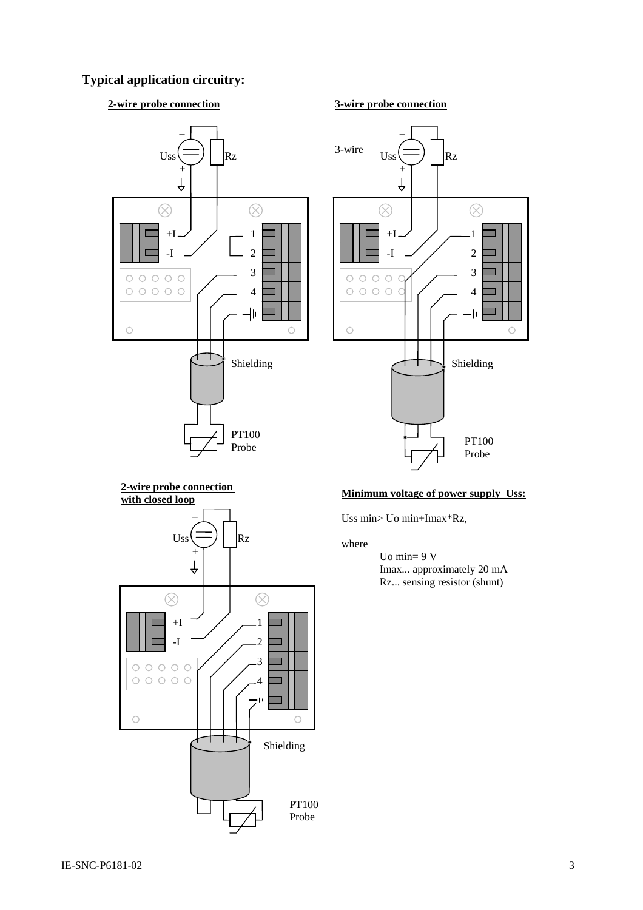## Typical application circuitry:

**2-wire probe connection**

Uss, Rz, +I, -I, 1, 2, 3, 4, Shielding, PT100 Probe

**3-wire probe connection**

3-wire, Uss, Rz, +I, -I, 1, 2, 3, 4, Shielding, PT100 Probe

**2-wire probe connection with closed loop**

Uss, Rz, +I, -I, 1, 2, 3, 4, Shielding, PT100 Probe

**Minimum voltage of power supply Uss:**

Uss min> Uo min+Imax*Rz,

where

Uo min= 9 V
Imax... approximately 20 mA
Rz... sensing resistor (shunt)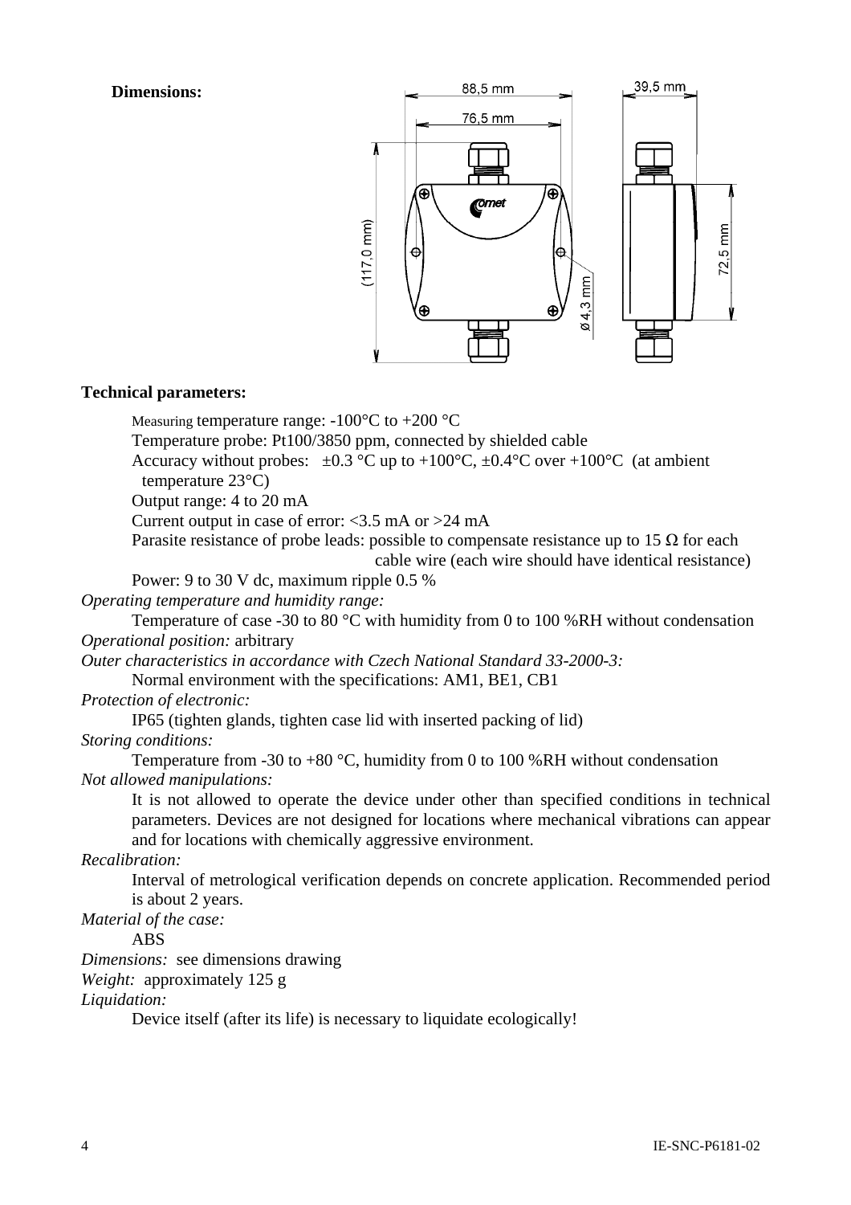**Dimensions:**

88,5 mm

76,5 mm

39,5 mm

(117,0 mm)

72,5 mm

ø 4,3 mm

**Technical parameters:**

Measuring temperature range: -100°C to +200 °C

Temperature probe: Pt100/3850 ppm, connected by shielded cable

Accuracy without probes: ±0.3 °C up to +100°C, ±0.4°C over +100°C (at ambient temperature 23°C)

Output range: 4 to 20 mA

Current output in case of error: <3.5 mA or >24 mA

Parasite resistance of probe leads: possible to compensate resistance up to 15 Ω for each cable wire (each wire should have identical resistance)

Power: 9 to 30 V dc, maximum ripple 0.5 %

*Operating temperature and humidity range:*

Temperature of case -30 to 80 °C with humidity from 0 to 100 %RH without condensation

*Operational position:* arbitrary

*Outer characteristics in accordance with Czech National Standard 33-2000-3:*

Normal environment with the specifications: AM1, BE1, CB1

*Protection of electronic:*

IP65 (tighten glands, tighten case lid with inserted packing of lid)

*Storing conditions:*

Temperature from -30 to +80 °C, humidity from 0 to 100 %RH without condensation

*Not allowed manipulations:*

It is not allowed to operate the device under other than specified conditions in technical parameters. Devices are not designed for locations where mechanical vibrations can appear and for locations with chemically aggressive environment.

*Recalibration:*

Interval of metrological verification depends on concrete application. Recommended period is about 2 years.

*Material of the case:*

ABS

*Dimensions:* see dimensions drawing

*Weight:* approximately 125 g

*Liquidation:*

Device itself (after its life) is necessary to liquidate ecologically!